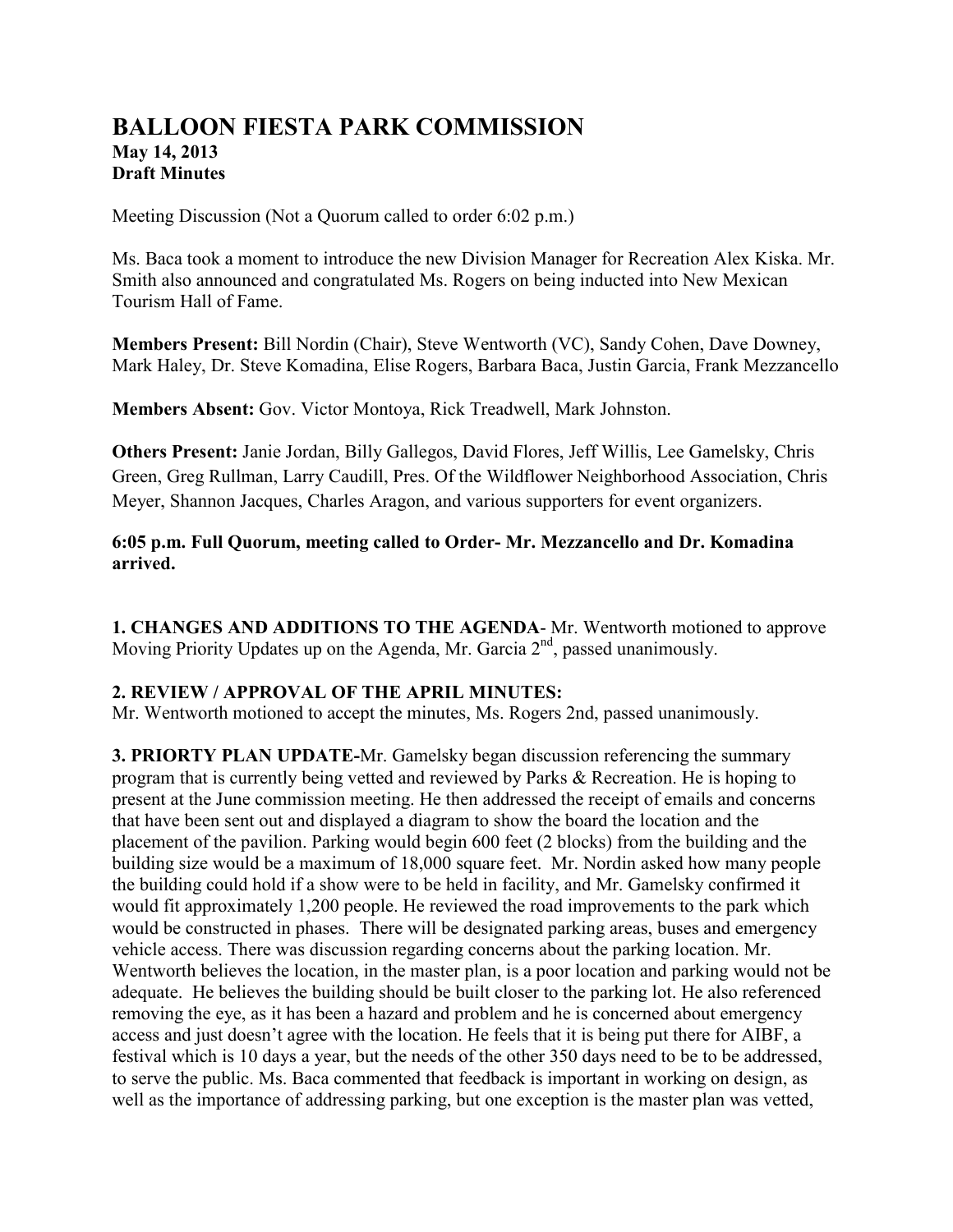# BALLOON FIESTA PARK COMMISSION

**May 14, 2013**
**Draft Minutes**

Meeting Discussion (Not a Quorum called to order 6:02 p.m.)

Ms. Baca took a moment to introduce the new Division Manager for Recreation Alex Kiska. Mr. Smith also announced and congratulated Ms. Rogers on being inducted into New Mexican Tourism Hall of Fame.

**Members Present:** Bill Nordin (Chair), Steve Wentworth (VC), Sandy Cohen, Dave Downey, Mark Haley, Dr. Steve Komadina, Elise Rogers, Barbara Baca, Justin Garcia, Frank Mezzancello

**Members Absent:** Gov. Victor Montoya, Rick Treadwell, Mark Johnston.

**Others Present:** Janie Jordan, Billy Gallegos, David Flores, Jeff Willis, Lee Gamelsky, Chris Green, Greg Rullman, Larry Caudill, Pres. Of the Wildflower Neighborhood Association, Chris Meyer, Shannon Jacques, Charles Aragon, and various supporters for event organizers.

**6:05 p.m. Full Quorum, meeting called to Order- Mr. Mezzancello and Dr. Komadina arrived.**

**1. CHANGES AND ADDITIONS TO THE AGENDA**- Mr. Wentworth motioned to approve Moving Priority Updates up on the Agenda, Mr. Garcia 2nd, passed unanimously.

**2. REVIEW / APPROVAL OF THE APRIL MINUTES:**
Mr. Wentworth motioned to accept the minutes, Ms. Rogers 2nd, passed unanimously.

**3. PRIORTY PLAN UPDATE-**Mr. Gamelsky began discussion referencing the summary program that is currently being vetted and reviewed by Parks & Recreation. He is hoping to present at the June commission meeting. He then addressed the receipt of emails and concerns that have been sent out and displayed a diagram to show the board the location and the placement of the pavilion. Parking would begin 600 feet (2 blocks) from the building and the building size would be a maximum of 18,000 square feet. Mr. Nordin asked how many people the building could hold if a show were to be held in facility, and Mr. Gamelsky confirmed it would fit approximately 1,200 people. He reviewed the road improvements to the park which would be constructed in phases. There will be designated parking areas, buses and emergency vehicle access. There was discussion regarding concerns about the parking location. Mr. Wentworth believes the location, in the master plan, is a poor location and parking would not be adequate. He believes the building should be built closer to the parking lot. He also referenced removing the eye, as it has been a hazard and problem and he is concerned about emergency access and just doesn't agree with the location. He feels that it is being put there for AIBF, a festival which is 10 days a year, but the needs of the other 350 days need to be to be addressed, to serve the public. Ms. Baca commented that feedback is important in working on design, as well as the importance of addressing parking, but one exception is the master plan was vetted,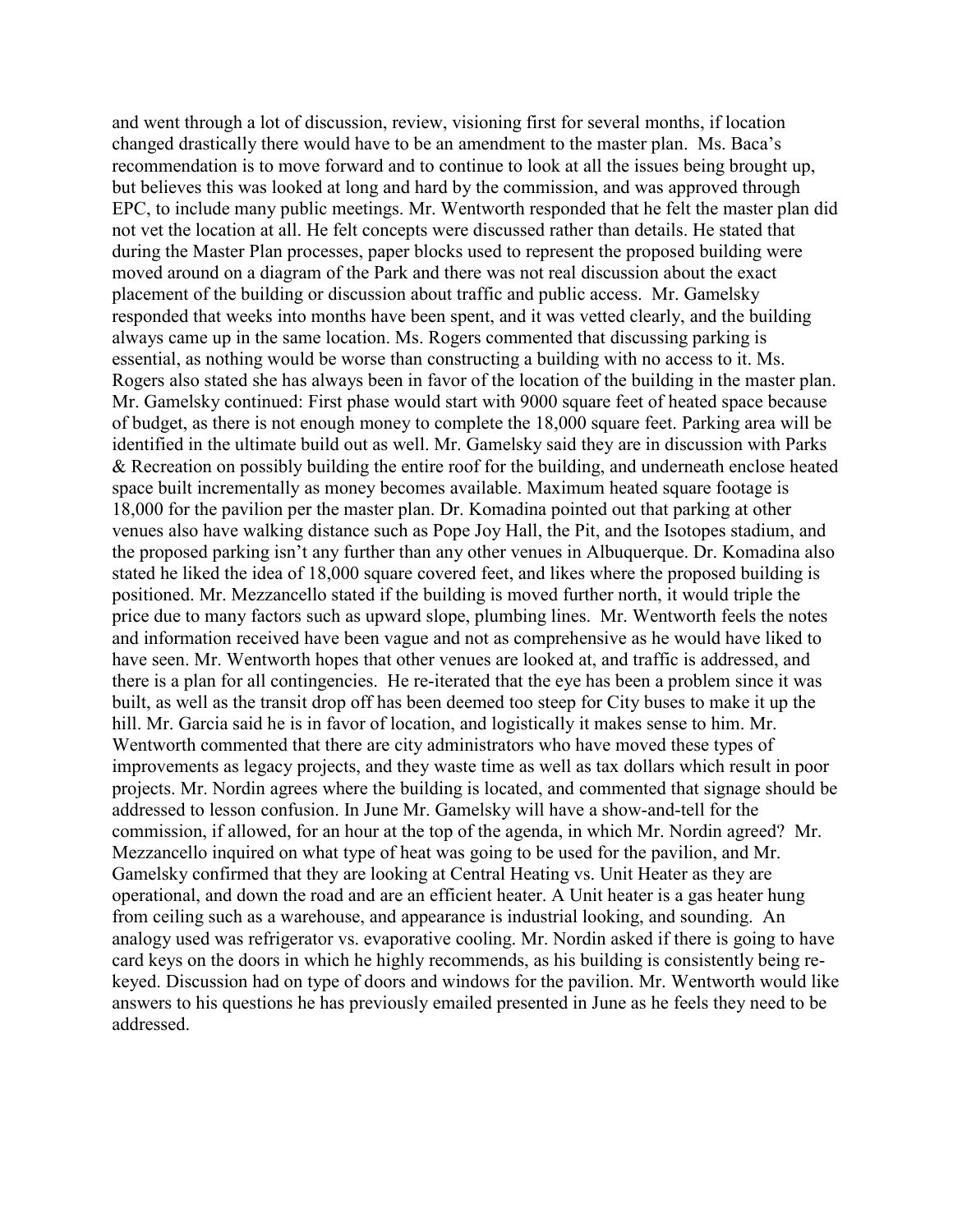and went through a lot of discussion, review, visioning first for several months, if location changed drastically there would have to be an amendment to the master plan. Ms. Baca's recommendation is to move forward and to continue to look at all the issues being brought up, but believes this was looked at long and hard by the commission, and was approved through EPC, to include many public meetings. Mr. Wentworth responded that he felt the master plan did not vet the location at all. He felt concepts were discussed rather than details. He stated that during the Master Plan processes, paper blocks used to represent the proposed building were moved around on a diagram of the Park and there was not real discussion about the exact placement of the building or discussion about traffic and public access. Mr. Gamelsky responded that weeks into months have been spent, and it was vetted clearly, and the building always came up in the same location. Ms. Rogers commented that discussing parking is essential, as nothing would be worse than constructing a building with no access to it. Ms. Rogers also stated she has always been in favor of the location of the building in the master plan. Mr. Gamelsky continued: First phase would start with 9000 square feet of heated space because of budget, as there is not enough money to complete the 18,000 square feet. Parking area will be identified in the ultimate build out as well. Mr. Gamelsky said they are in discussion with Parks & Recreation on possibly building the entire roof for the building, and underneath enclose heated space built incrementally as money becomes available. Maximum heated square footage is 18,000 for the pavilion per the master plan. Dr. Komadina pointed out that parking at other venues also have walking distance such as Pope Joy Hall, the Pit, and the Isotopes stadium, and the proposed parking isn't any further than any other venues in Albuquerque. Dr. Komadina also stated he liked the idea of 18,000 square covered feet, and likes where the proposed building is positioned. Mr. Mezzancello stated if the building is moved further north, it would triple the price due to many factors such as upward slope, plumbing lines. Mr. Wentworth feels the notes and information received have been vague and not as comprehensive as he would have liked to have seen. Mr. Wentworth hopes that other venues are looked at, and traffic is addressed, and there is a plan for all contingencies. He re-iterated that the eye has been a problem since it was built, as well as the transit drop off has been deemed too steep for City buses to make it up the hill. Mr. Garcia said he is in favor of location, and logistically it makes sense to him. Mr. Wentworth commented that there are city administrators who have moved these types of improvements as legacy projects, and they waste time as well as tax dollars which result in poor projects. Mr. Nordin agrees where the building is located, and commented that signage should be addressed to lesson confusion. In June Mr. Gamelsky will have a show-and-tell for the commission, if allowed, for an hour at the top of the agenda, in which Mr. Nordin agreed? Mr. Mezzancello inquired on what type of heat was going to be used for the pavilion, and Mr. Gamelsky confirmed that they are looking at Central Heating vs. Unit Heater as they are operational, and down the road and are an efficient heater. A Unit heater is a gas heater hung from ceiling such as a warehouse, and appearance is industrial looking, and sounding. An analogy used was refrigerator vs. evaporative cooling. Mr. Nordin asked if there is going to have card keys on the doors in which he highly recommends, as his building is consistently being re-keyed. Discussion had on type of doors and windows for the pavilion. Mr. Wentworth would like answers to his questions he has previously emailed presented in June as he feels they need to be addressed.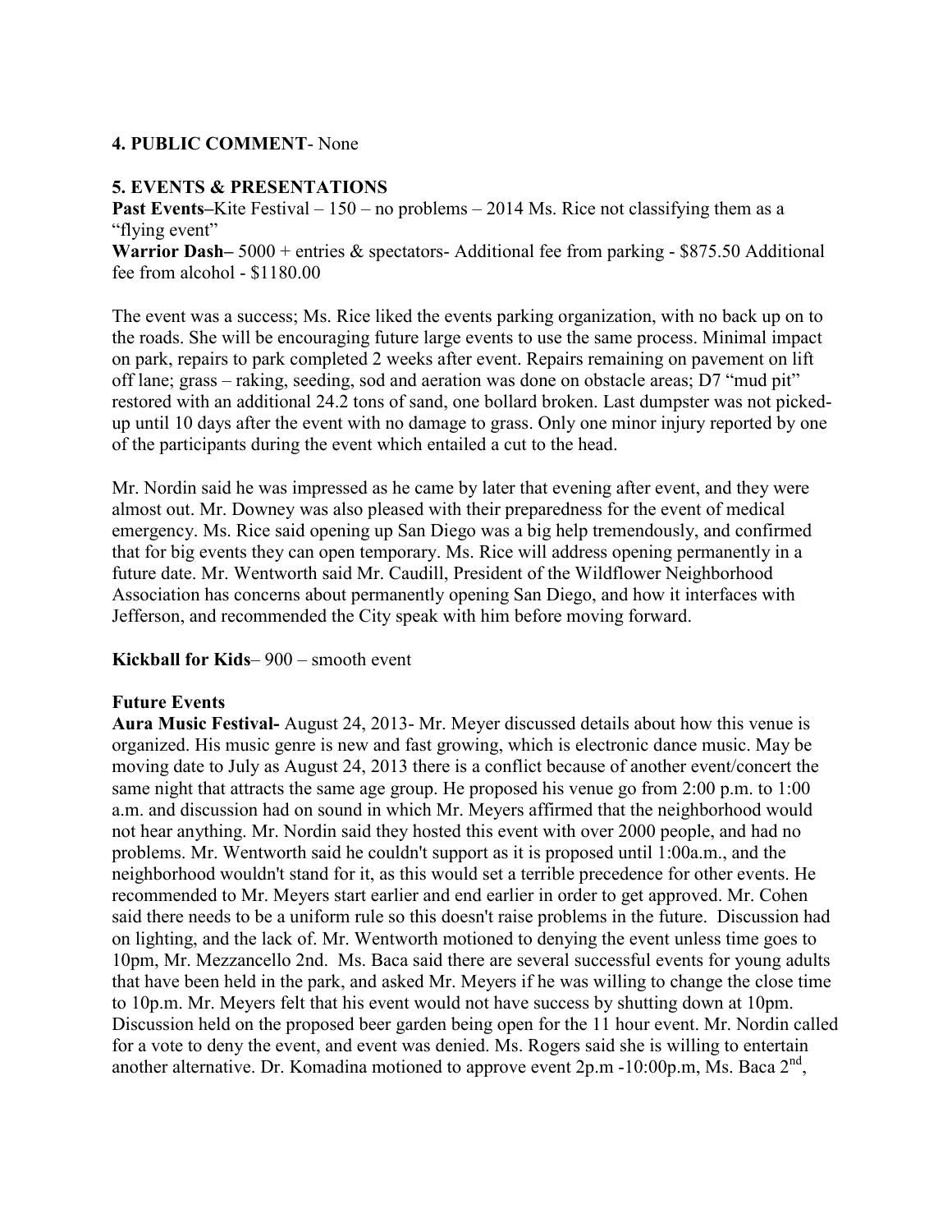**4. PUBLIC COMMENT**- None

**5. EVENTS & PRESENTATIONS**

**Past Events–**Kite Festival – 150 – no problems – 2014 Ms. Rice not classifying them as a "flying event"

**Warrior Dash–** 5000 + entries & spectators- Additional fee from parking - $875.50 Additional fee from alcohol - $1180.00

The event was a success; Ms. Rice liked the events parking organization, with no back up on to the roads. She will be encouraging future large events to use the same process. Minimal impact on park, repairs to park completed 2 weeks after event. Repairs remaining on pavement on lift off lane; grass – raking, seeding, sod and aeration was done on obstacle areas; D7 "mud pit" restored with an additional 24.2 tons of sand, one bollard broken. Last dumpster was not picked-up until 10 days after the event with no damage to grass. Only one minor injury reported by one of the participants during the event which entailed a cut to the head.

Mr. Nordin said he was impressed as he came by later that evening after event, and they were almost out. Mr. Downey was also pleased with their preparedness for the event of medical emergency. Ms. Rice said opening up San Diego was a big help tremendously, and confirmed that for big events they can open temporary. Ms. Rice will address opening permanently in a future date. Mr. Wentworth said Mr. Caudill, President of the Wildflower Neighborhood Association has concerns about permanently opening San Diego, and how it interfaces with Jefferson, and recommended the City speak with him before moving forward.

**Kickball for Kids**– 900 – smooth event

**Future Events**

**Aura Music Festival-** August 24, 2013- Mr. Meyer discussed details about how this venue is organized. His music genre is new and fast growing, which is electronic dance music. May be moving date to July as August 24, 2013 there is a conflict because of another event/concert the same night that attracts the same age group. He proposed his venue go from 2:00 p.m. to 1:00 a.m. and discussion had on sound in which Mr. Meyers affirmed that the neighborhood would not hear anything. Mr. Nordin said they hosted this event with over 2000 people, and had no problems. Mr. Wentworth said he couldn't support as it is proposed until 1:00a.m., and the neighborhood wouldn't stand for it, as this would set a terrible precedence for other events. He recommended to Mr. Meyers start earlier and end earlier in order to get approved. Mr. Cohen said there needs to be a uniform rule so this doesn't raise problems in the future. Discussion had on lighting, and the lack of. Mr. Wentworth motioned to denying the event unless time goes to 10pm, Mr. Mezzancello 2nd. Ms. Baca said there are several successful events for young adults that have been held in the park, and asked Mr. Meyers if he was willing to change the close time to 10p.m. Mr. Meyers felt that his event would not have success by shutting down at 10pm. Discussion held on the proposed beer garden being open for the 11 hour event. Mr. Nordin called for a vote to deny the event, and event was denied. Ms. Rogers said she is willing to entertain another alternative. Dr. Komadina motioned to approve event 2p.m -10:00p.m, Ms. Baca 2nd,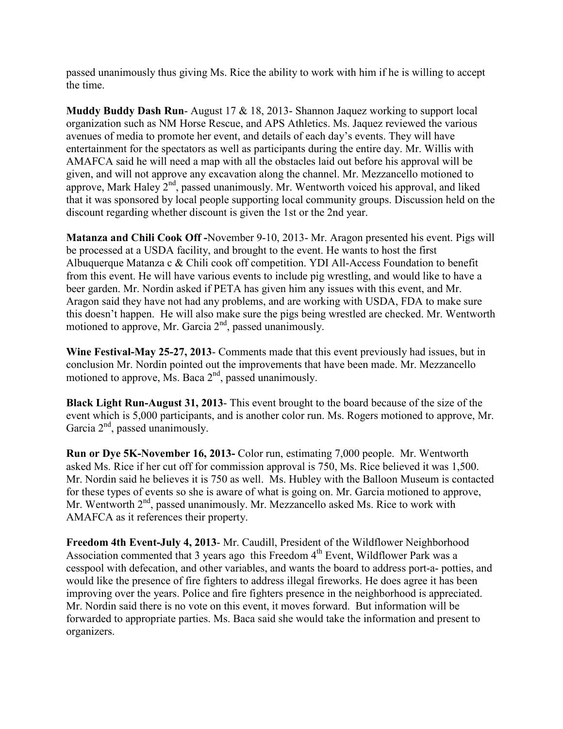passed unanimously thus giving Ms. Rice the ability to work with him if he is willing to accept the time.

**Muddy Buddy Dash Run**- August 17 & 18, 2013- Shannon Jaquez working to support local organization such as NM Horse Rescue, and APS Athletics. Ms. Jaquez reviewed the various avenues of media to promote her event, and details of each day's events. They will have entertainment for the spectators as well as participants during the entire day. Mr. Willis with AMAFCA said he will need a map with all the obstacles laid out before his approval will be given, and will not approve any excavation along the channel. Mr. Mezzancello motioned to approve, Mark Haley 2nd, passed unanimously. Mr. Wentworth voiced his approval, and liked that it was sponsored by local people supporting local community groups. Discussion held on the discount regarding whether discount is given the 1st or the 2nd year.

**Matanza and Chili Cook Off -**November 9-10, 2013- Mr. Aragon presented his event. Pigs will be processed at a USDA facility, and brought to the event. He wants to host the first Albuquerque Matanza c & Chili cook off competition. YDI All-Access Foundation to benefit from this event. He will have various events to include pig wrestling, and would like to have a beer garden. Mr. Nordin asked if PETA has given him any issues with this event, and Mr. Aragon said they have not had any problems, and are working with USDA, FDA to make sure this doesn't happen. He will also make sure the pigs being wrestled are checked. Mr. Wentworth motioned to approve, Mr. Garcia 2nd, passed unanimously.

**Wine Festival-May 25-27, 2013**- Comments made that this event previously had issues, but in conclusion Mr. Nordin pointed out the improvements that have been made. Mr. Mezzancello motioned to approve, Ms. Baca 2nd, passed unanimously.

**Black Light Run-August 31, 2013**- This event brought to the board because of the size of the event which is 5,000 participants, and is another color run. Ms. Rogers motioned to approve, Mr. Garcia 2nd, passed unanimously.

**Run or Dye 5K-November 16, 2013-** Color run, estimating 7,000 people. Mr. Wentworth asked Ms. Rice if her cut off for commission approval is 750, Ms. Rice believed it was 1,500. Mr. Nordin said he believes it is 750 as well. Ms. Hubley with the Balloon Museum is contacted for these types of events so she is aware of what is going on. Mr. Garcia motioned to approve, Mr. Wentworth 2nd, passed unanimously. Mr. Mezzancello asked Ms. Rice to work with AMAFCA as it references their property.

**Freedom 4th Event-July 4, 2013**- Mr. Caudill, President of the Wildflower Neighborhood Association commented that 3 years ago this Freedom 4th Event, Wildflower Park was a cesspool with defecation, and other variables, and wants the board to address port-a- potties, and would like the presence of fire fighters to address illegal fireworks. He does agree it has been improving over the years. Police and fire fighters presence in the neighborhood is appreciated. Mr. Nordin said there is no vote on this event, it moves forward. But information will be forwarded to appropriate parties. Ms. Baca said she would take the information and present to organizers.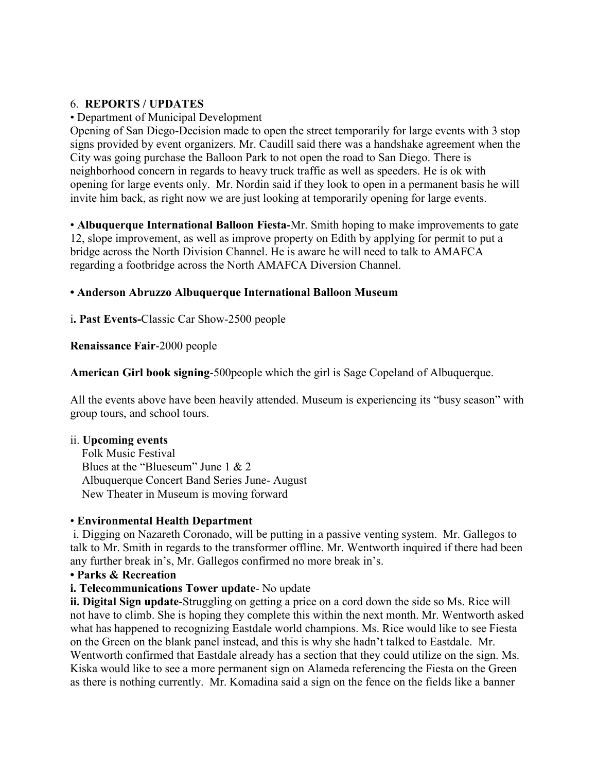6. **REPORTS / UPDATES**

• Department of Municipal Development

Opening of San Diego-Decision made to open the street temporarily for large events with 3 stop signs provided by event organizers. Mr. Caudill said there was a handshake agreement when the City was going purchase the Balloon Park to not open the road to San Diego. There is neighborhood concern in regards to heavy truck traffic as well as speeders. He is ok with opening for large events only. Mr. Nordin said if they look to open in a permanent basis he will invite him back, as right now we are just looking at temporarily opening for large events.

• **Albuquerque International Balloon Fiesta-**Mr. Smith hoping to make improvements to gate 12, slope improvement, as well as improve property on Edith by applying for permit to put a bridge across the North Division Channel. He is aware he will need to talk to AMAFCA regarding a footbridge across the North AMAFCA Diversion Channel.

**• Anderson Abruzzo Albuquerque International Balloon Museum**

i**. Past Events-**Classic Car Show-2500 people

**Renaissance Fair**-2000 people

**American Girl book signing**-500people which the girl is Sage Copeland of Albuquerque.

All the events above have been heavily attended. Museum is experiencing its "busy season" with group tours, and school tours.

ii. **Upcoming events**

Folk Music Festival
Blues at the "Blueseum" June 1 & 2
Albuquerque Concert Band Series June- August
New Theater in Museum is moving forward

• **Environmental Health Department**

i. Digging on Nazareth Coronado, will be putting in a passive venting system. Mr. Gallegos to talk to Mr. Smith in regards to the transformer offline. Mr. Wentworth inquired if there had been any further break in's, Mr. Gallegos confirmed no more break in's.

**• Parks & Recreation**

**i. Telecommunications Tower update**- No update

**ii. Digital Sign update**-Struggling on getting a price on a cord down the side so Ms. Rice will not have to climb. She is hoping they complete this within the next month. Mr. Wentworth asked what has happened to recognizing Eastdale world champions. Ms. Rice would like to see Fiesta on the Green on the blank panel instead, and this is why she hadn't talked to Eastdale. Mr. Wentworth confirmed that Eastdale already has a section that they could utilize on the sign. Ms. Kiska would like to see a more permanent sign on Alameda referencing the Fiesta on the Green as there is nothing currently. Mr. Komadina said a sign on the fence on the fields like a banner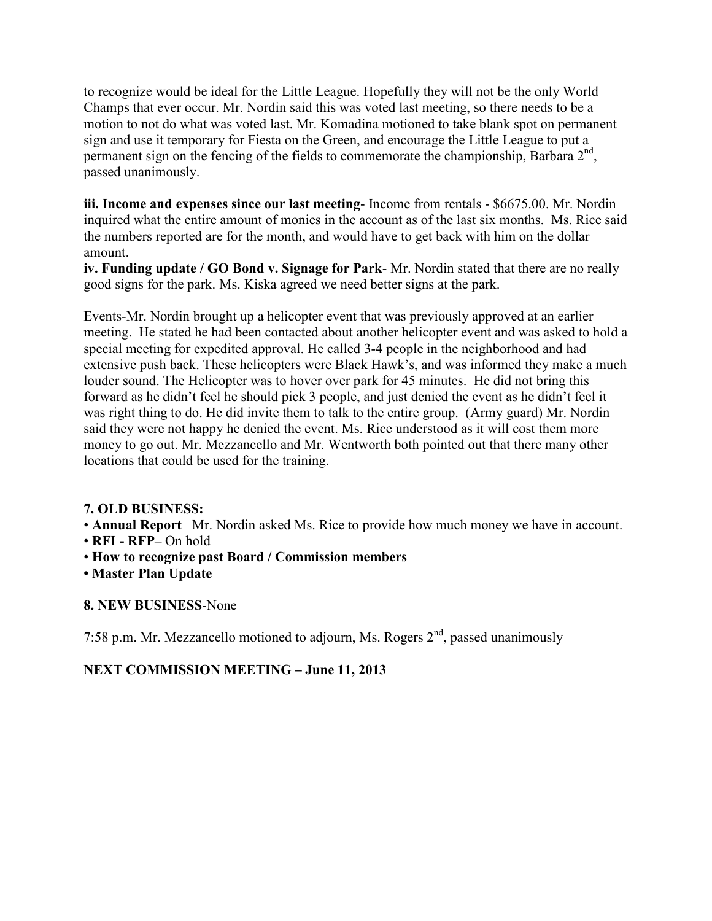to recognize would be ideal for the Little League. Hopefully they will not be the only World Champs that ever occur. Mr. Nordin said this was voted last meeting, so there needs to be a motion to not do what was voted last. Mr. Komadina motioned to take blank spot on permanent sign and use it temporary for Fiesta on the Green, and encourage the Little League to put a permanent sign on the fencing of the fields to commemorate the championship, Barbara 2nd, passed unanimously.

**iii. Income and expenses since our last meeting**- Income from rentals - $6675.00. Mr. Nordin inquired what the entire amount of monies in the account as of the last six months. Ms. Rice said the numbers reported are for the month, and would have to get back with him on the dollar amount.

**iv. Funding update / GO Bond v. Signage for Park**- Mr. Nordin stated that there are no really good signs for the park. Ms. Kiska agreed we need better signs at the park.

Events-Mr. Nordin brought up a helicopter event that was previously approved at an earlier meeting. He stated he had been contacted about another helicopter event and was asked to hold a special meeting for expedited approval. He called 3-4 people in the neighborhood and had extensive push back. These helicopters were Black Hawk's, and was informed they make a much louder sound. The Helicopter was to hover over park for 45 minutes. He did not bring this forward as he didn't feel he should pick 3 people, and just denied the event as he didn't feel it was right thing to do. He did invite them to talk to the entire group. (Army guard) Mr. Nordin said they were not happy he denied the event. Ms. Rice understood as it will cost them more money to go out. Mr. Mezzancello and Mr. Wentworth both pointed out that there many other locations that could be used for the training.

**7. OLD BUSINESS:**

- **Annual Report**– Mr. Nordin asked Ms. Rice to provide how much money we have in account.
- **RFI - RFP–** On hold
- **How to recognize past Board / Commission members**
- **Master Plan Update**

**8. NEW BUSINESS**-None

7:58 p.m. Mr. Mezzancello motioned to adjourn, Ms. Rogers 2nd, passed unanimously

**NEXT COMMISSION MEETING – June 11, 2013**